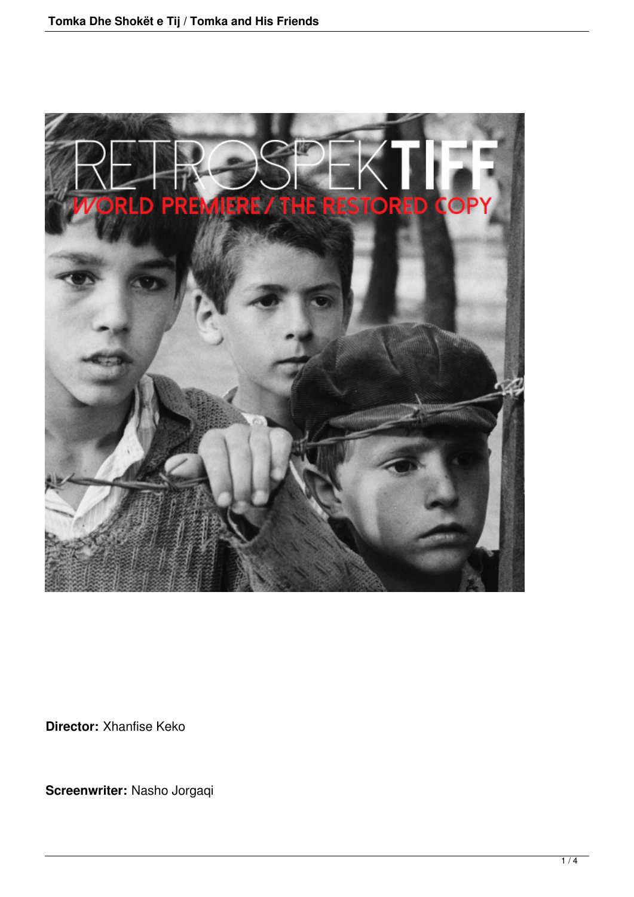**Director:** Xhanfise Keko

**Screenwriter:** Nasho Jorgaqi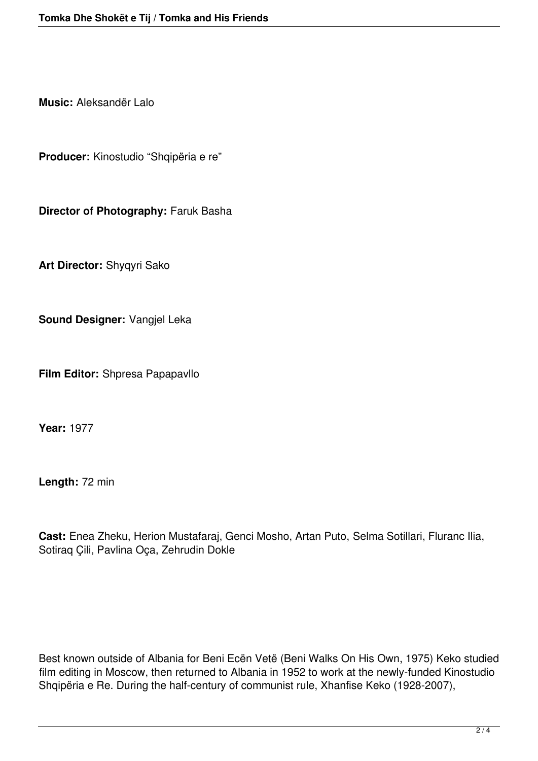**Music:** Aleksandër Lalo

**Producer:** Kinostudio "Shqipëria e re"

**Director of Photography:** Faruk Basha

**Art Director:** Shyqyri Sako

**Sound Designer:** Vangjel Leka

**Film Editor:** Shpresa Papapavllo

**Year:** 1977

**Length:** 72 min

**Cast:** Enea Zheku, Herion Mustafaraj, Genci Mosho, Artan Puto, Selma Sotillari, Fluranc Ilia, Sotiraq Çili, Pavlina Oça, Zehrudin Dokle

Best known outside of Albania for Beni Ecën Vetë (Beni Walks On His Own, 1975) Keko studied film editing in Moscow, then returned to Albania in 1952 to work at the newly-funded Kinostudio Shqipëria e Re. During the half-century of communist rule, Xhanfise Keko (1928-2007),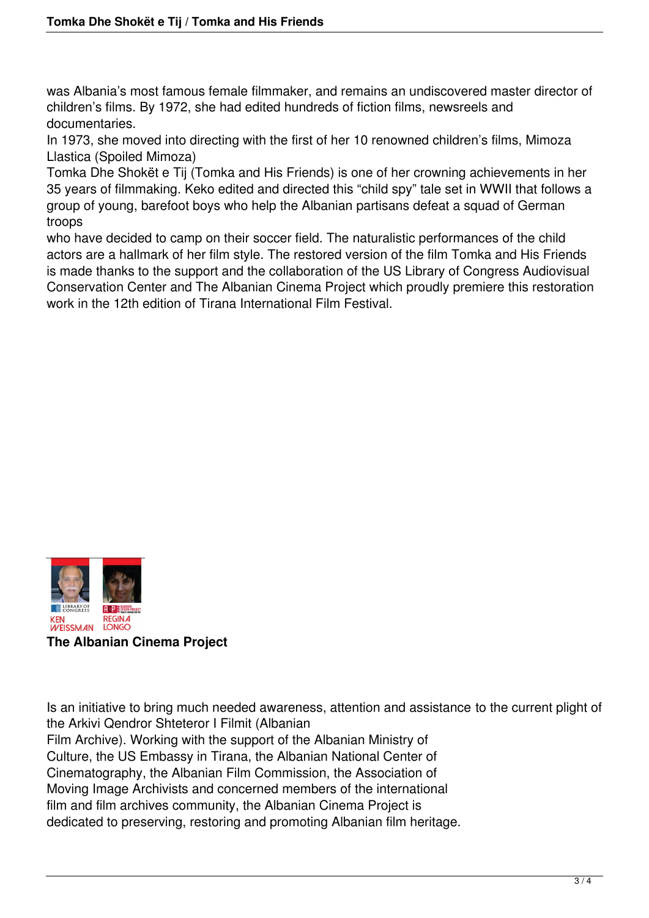was Albania's most famous female filmmaker, and remains an undiscovered master director of children's films. By 1972, she had edited hundreds of fiction films, newsreels and documentaries.

In 1973, she moved into directing with the first of her 10 renowned children's films, Mimoza Llastica (Spoiled Mimoza)

Tomka Dhe Shokët e Tij (Tomka and His Friends) is one of her crowning achievements in her 35 years of filmmaking. Keko edited and directed this "child spy" tale set in WWII that follows a group of young, barefoot boys who help the Albanian partisans defeat a squad of German troops who have decided to camp on their soccer field. The naturalistic performances of the child actors are a hallmark of her film style. The restored version of the film Tomka and His Friends is made thanks to the support and the collaboration of the US Library of Congress Audiovisual Conservation Center and The Albanian Cinema Project which proudly premiere this restoration work in the 12th edition of Tirana International Film Festival.

KEN WEISSMAN REGINA LONGO

**The Albanian Cinema Project**

Is an initiative to bring much needed awareness, attention and assistance to the current plight of the Arkivi Qendror Shteteror I Filmit (Albanian Film Archive). Working with the support of the Albanian Ministry of Culture, the US Embassy in Tirana, the Albanian National Center of Cinematography, the Albanian Film Commission, the Association of Moving Image Archivists and concerned members of the international film and film archives community, the Albanian Cinema Project is dedicated to preserving, restoring and promoting Albanian film heritage.